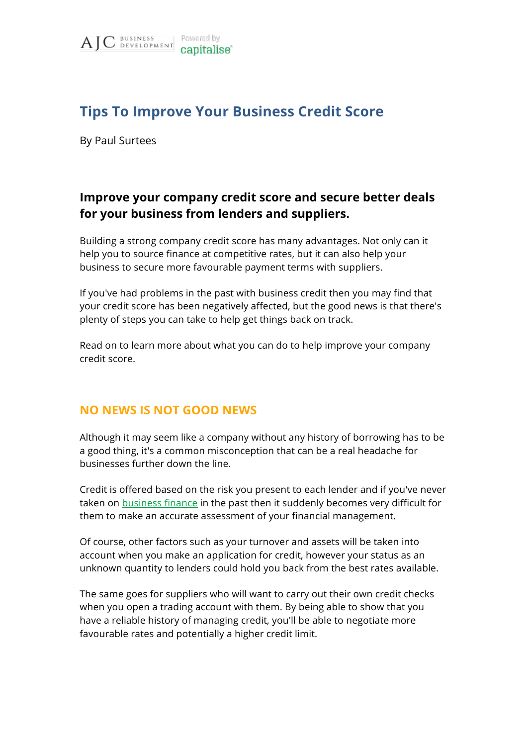# Tips To Improve Your Business Credit Score

By Paul Surtees

## Improve your company credit score and secure better deals for your business from lenders and suppliers.

Building a strong company credit score has many advantages. Not only can it help you to source finance at competitive rates, but it can also help your business to secure more favourable payment terms with suppliers.

If you've had problems in the past with business credit then you may find that your credit score has been negatively affected, but the good news is that there's plenty of steps you can take to help get things back on track.

Read on to learn more about what you can do to help improve your company credit score.

## NO NEWS IS NOT GOOD NEWS

Although it may seem like a company without any history of borrowing has to be a good thing, it's a common misconception that can be a real headache for businesses further down the line.

Credit is offered based on the risk you present to each lender and if you've never taken on business finance in the past then it suddenly becomes very difficult for them to make an accurate assessment of your financial management.

Of course, other factors such as your turnover and assets will be taken into account when you make an application for credit, however your status as an unknown quantity to lenders could hold you back from the best rates available.

The same goes for suppliers who will want to carry out their own credit checks when you open a trading account with them. By being able to show that you have a reliable history of managing credit, you'll be able to negotiate more favourable rates and potentially a higher credit limit.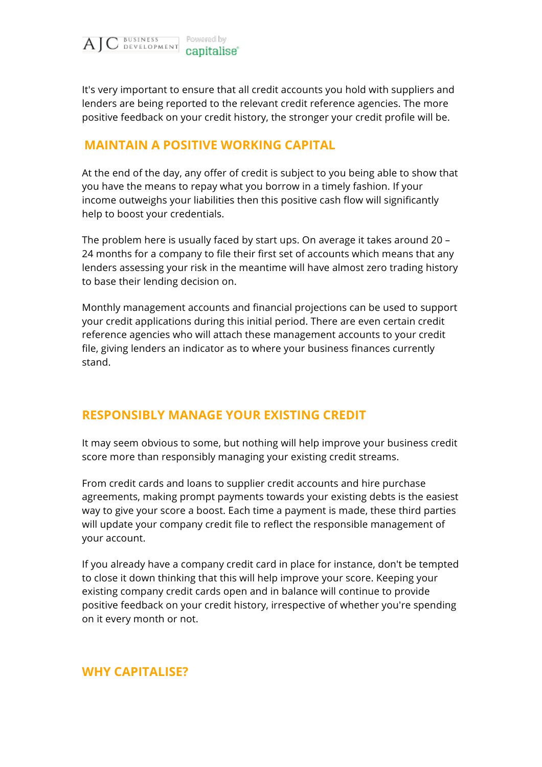It's very important to ensure that all credit accounts you hold with suppliers and lenders are being reported to the relevant credit reference agencies. The more positive feedback on your credit history, the stronger your credit profile will be.

## MAINTAIN A POSITIVE WORKING CAPITAL

At the end of the day, any offer of credit is subject to you being able to show that you have the means to repay what you borrow in a timely fashion. If your income outweighs your liabilities then this positive cash flow will significantly help to boost your credentials.

The problem here is usually faced by start ups. On average it takes around 20 – 24 months for a company to file their first set of accounts which means that any lenders assessing your risk in the meantime will have almost zero trading history to base their lending decision on.

Monthly management accounts and financial projections can be used to support your credit applications during this initial period. There are even certain credit reference agencies who will attach these management accounts to your credit file, giving lenders an indicator as to where your business finances currently stand.

## RESPONSIBLY MANAGE YOUR EXISTING CREDIT

It may seem obvious to some, but nothing will help improve your business credit score more than responsibly managing your existing credit streams.

From credit cards and loans to supplier credit accounts and hire purchase agreements, making prompt payments towards your existing debts is the easiest way to give your score a boost. Each time a payment is made, these third parties will update your company credit file to reflect the responsible management of your account.

If you already have a company credit card in place for instance, don't be tempted to close it down thinking that this will help improve your score. Keeping your existing company credit cards open and in balance will continue to provide positive feedback on your credit history, irrespective of whether you're spending on it every month or not.

## WHY CAPITALISE?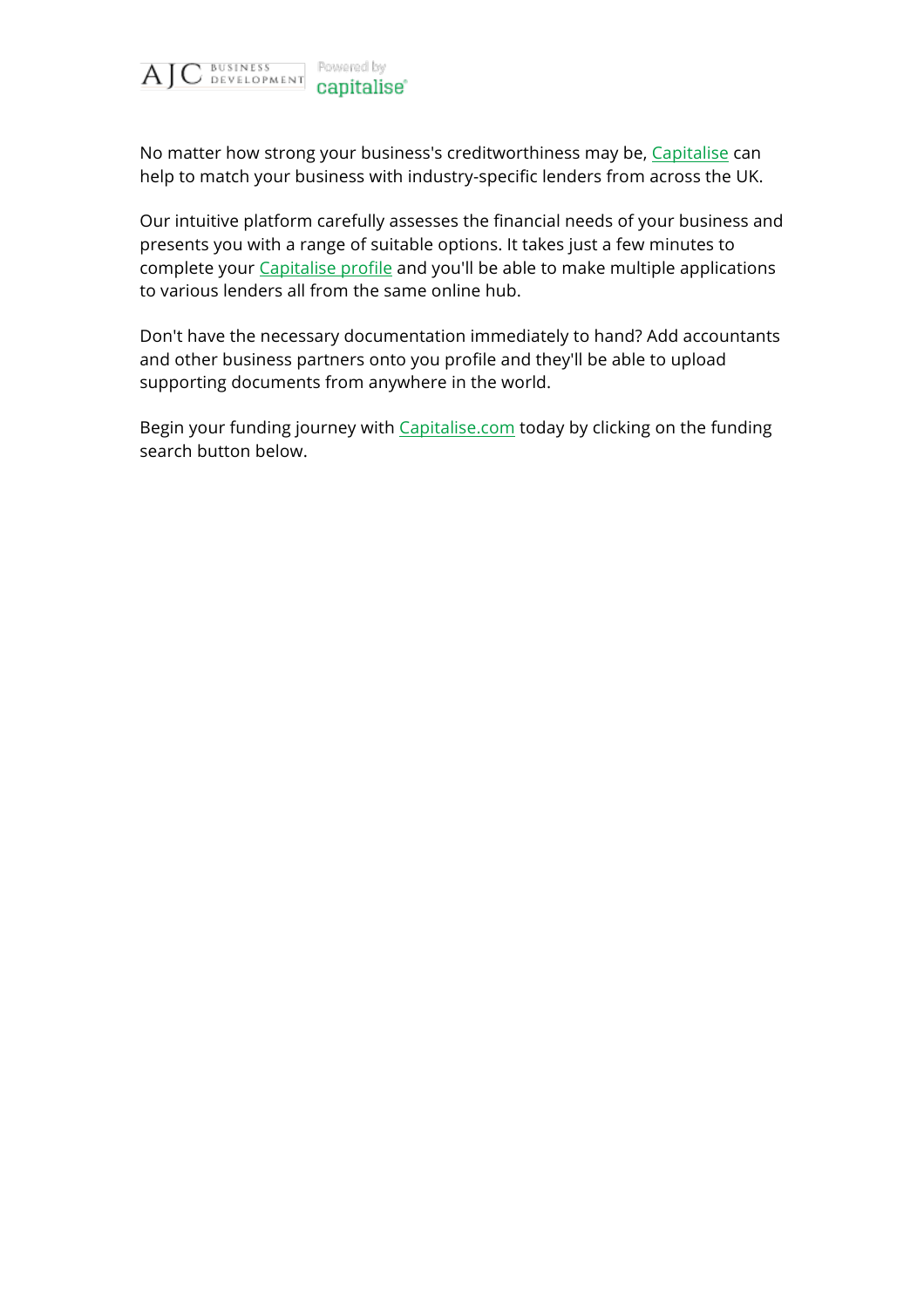No matter how strong your business's creditworthiness may be, Capitalise can help to match your business with industry-specific lenders from across the UK.

Our intuitive platform carefully assesses the financial needs of your business and presents you with a range of suitable options. It takes just a few minutes to complete your Capitalise profile and you'll be able to make multiple applications to various lenders all from the same online hub.

Don't have the necessary documentation immediately to hand? Add accountants and other business partners onto you profile and they'll be able to upload supporting documents from anywhere in the world.

Begin your funding journey with Capitalise.com today by clicking on the funding search button below.